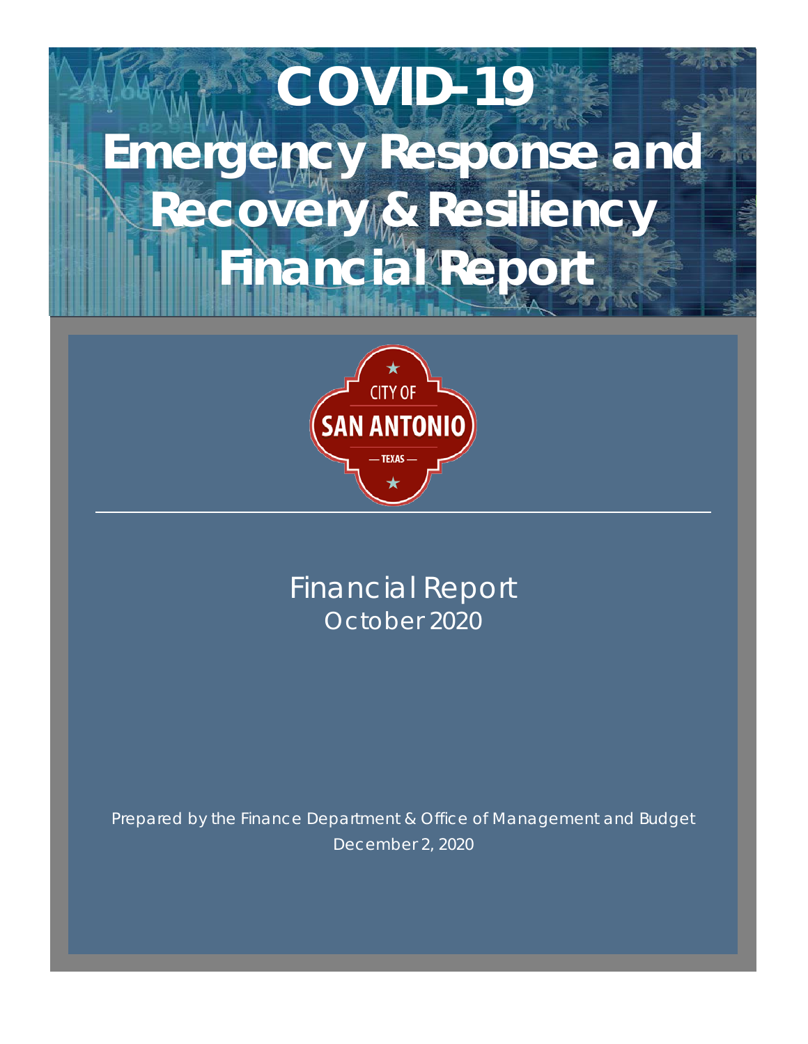# COVID-19 Emergency Response and Recovery & Resiliency Financial Report

CITY OF SAN ANTONIO — TEXAS —

Financial Report
October 2020

Prepared by the Finance Department & Office of Management and Budget
December 2, 2020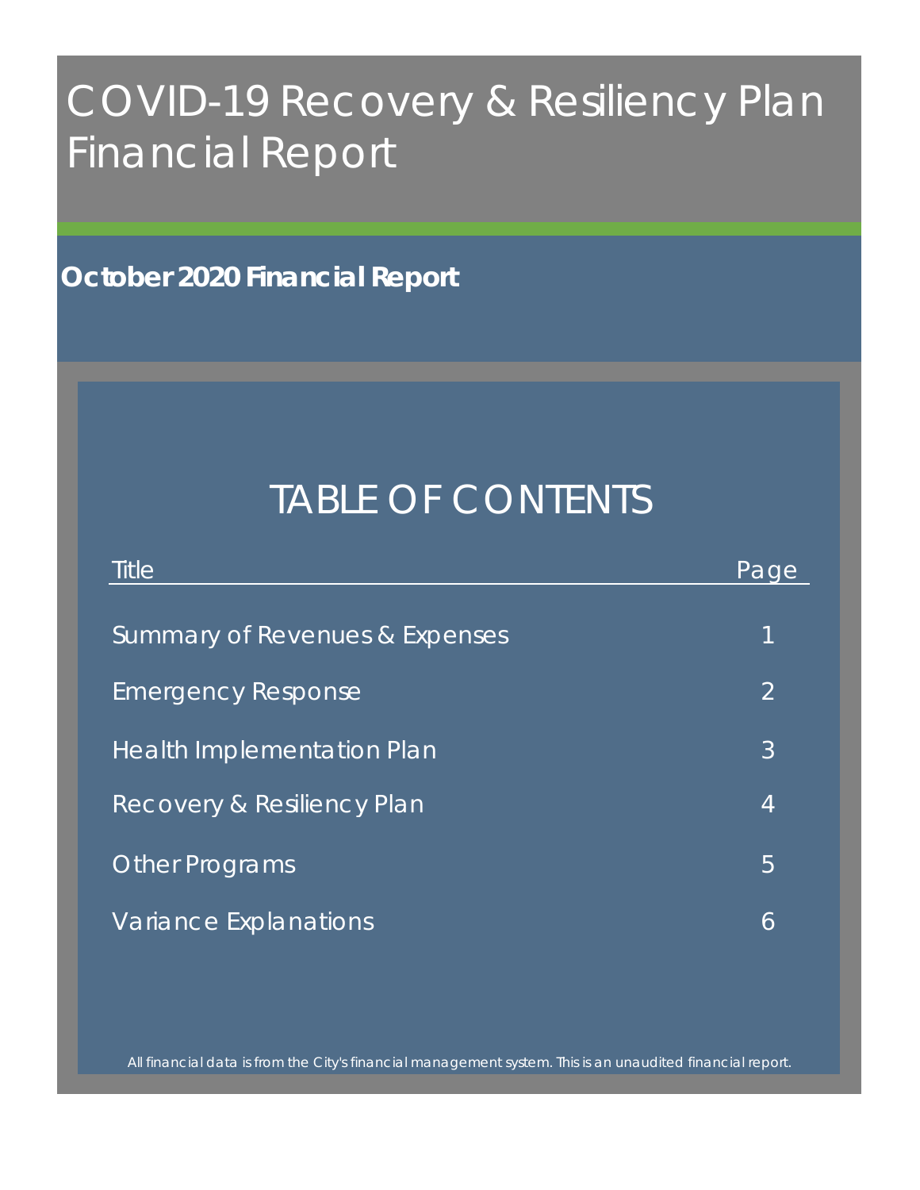# COVID-19 Recovery & Resiliency Plan Financial Report

**October 2020 Financial Report**

## TABLE OF CONTENTS

| Title | Page |
|---|---|
| Summary of Revenues & Expenses | 1 |
| Emergency Response | 2 |
| Health Implementation Plan | 3 |
| Recovery & Resiliency Plan | 4 |
| Other Programs | 5 |
| Variance Explanations | 6 |

All financial data is from the City's financial management system. This is an unaudited financial report.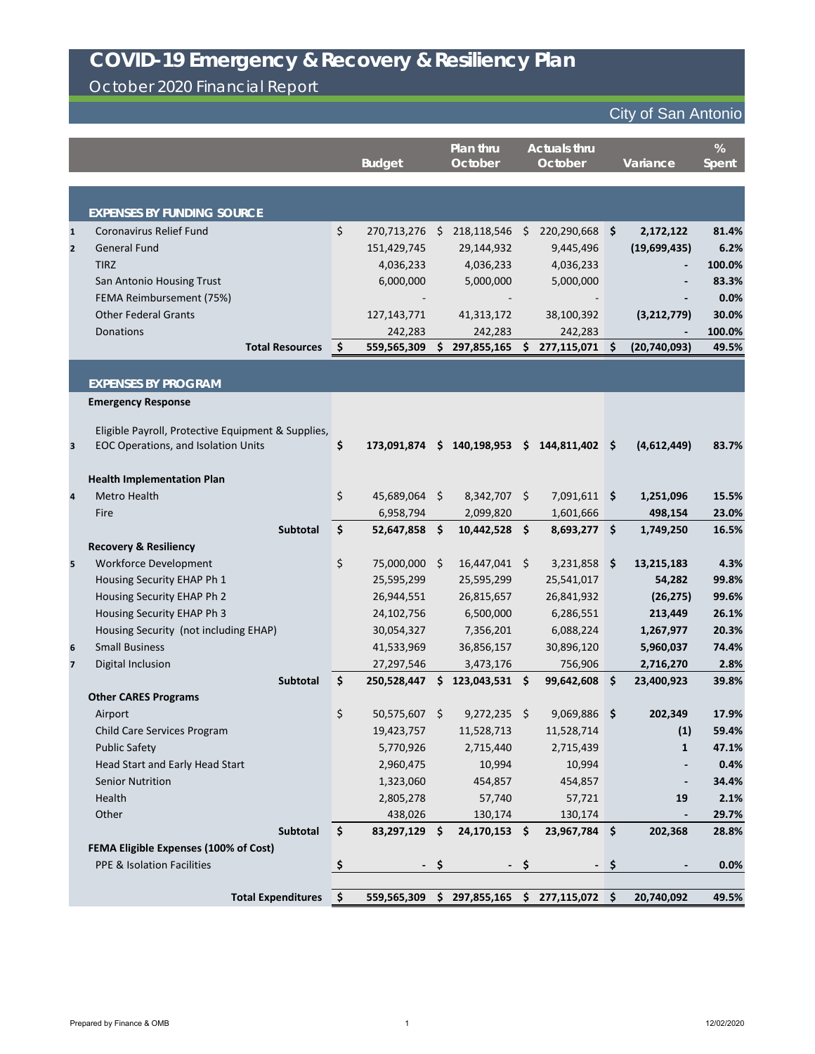# COVID-19 Emergency & Recovery & Resiliency Plan

## October 2020 Financial Report

City of San Antonio

| | | Budget | Plan thru October | Actuals thru October | Variance | % Spent |
|---|---|---|---|---|---|---|
| | **EXPENSES BY FUNDING SOURCE** | | | | | |
| 1 | Coronavirus Relief Fund | $ 270,713,276 | $ 218,118,546 | $ 220,290,668 | **$ 2,172,122** | **81.4%** |
| 2 | General Fund | 151,429,745 | 29,144,932 | 9,445,496 | **(19,699,435)** | **6.2%** |
| | TIRZ | 4,036,233 | 4,036,233 | 4,036,233 | **-** | **100.0%** |
| | San Antonio Housing Trust | 6,000,000 | 5,000,000 | 5,000,000 | **-** | **83.3%** |
| | FEMA Reimbursement (75%) | - | - | - | **-** | **0.0%** |
| | Other Federal Grants | 127,143,771 | 41,313,172 | 38,100,392 | **(3,212,779)** | **30.0%** |
| | Donations | 242,283 | 242,283 | 242,283 | **-** | **100.0%** |
| | **Total Resources** | **$ 559,565,309** | **$ 297,855,165** | **$ 277,115,071** | **$ (20,740,093)** | **49.5%** |
| | **EXPENSES BY PROGRAM** | | | | | |
| | **Emergency Response** | | | | | |
| 3 | Eligible Payroll, Protective Equipment & Supplies, EOC Operations, and Isolation Units | **$ 173,091,874** | **$ 140,198,953** | **$ 144,811,402** | **$ (4,612,449)** | **83.7%** |
| | **Health Implementation Plan** | | | | | |
| 4 | Metro Health | $ 45,689,064 | $ 8,342,707 | $ 7,091,611 | **$ 1,251,096** | **15.5%** |
| | Fire | 6,958,794 | 2,099,820 | 1,601,666 | **498,154** | **23.0%** |
| | **Subtotal** | **$ 52,647,858** | **$ 10,442,528** | **$ 8,693,277** | **$ 1,749,250** | **16.5%** |
| | **Recovery & Resiliency** | | | | | |
| 5 | Workforce Development | $ 75,000,000 | $ 16,447,041 | $ 3,231,858 | **$ 13,215,183** | **4.3%** |
| | Housing Security EHAP Ph 1 | 25,595,299 | 25,595,299 | 25,541,017 | **54,282** | **99.8%** |
| | Housing Security EHAP Ph 2 | 26,944,551 | 26,815,657 | 26,841,932 | **(26,275)** | **99.6%** |
| | Housing Security EHAP Ph 3 | 24,102,756 | 6,500,000 | 6,286,551 | **213,449** | **26.1%** |
| | Housing Security (not including EHAP) | 30,054,327 | 7,356,201 | 6,088,224 | **1,267,977** | **20.3%** |
| 6 | Small Business | 41,533,969 | 36,856,157 | 30,896,120 | **5,960,037** | **74.4%** |
| 7 | Digital Inclusion | 27,297,546 | 3,473,176 | 756,906 | **2,716,270** | **2.8%** |
| | **Subtotal** | **$ 250,528,447** | **$ 123,043,531** | **$ 99,642,608** | **$ 23,400,923** | **39.8%** |
| | **Other CARES Programs** | | | | | |
| | Airport | $ 50,575,607 | $ 9,272,235 | $ 9,069,886 | **$ 202,349** | **17.9%** |
| | Child Care Services Program | 19,423,757 | 11,528,713 | 11,528,714 | **(1)** | **59.4%** |
| | Public Safety | 5,770,926 | 2,715,440 | 2,715,439 | **1** | **47.1%** |
| | Head Start and Early Head Start | 2,960,475 | 10,994 | 10,994 | **-** | **0.4%** |
| | Senior Nutrition | 1,323,060 | 454,857 | 454,857 | **-** | **34.4%** |
| | Health | 2,805,278 | 57,740 | 57,721 | **19** | **2.1%** |
| | Other | 438,026 | 130,174 | 130,174 | **-** | **29.7%** |
| | **Subtotal** | **$ 83,297,129** | **$ 24,170,153** | **$ 23,967,784** | **$ 202,368** | **28.8%** |
| | **FEMA Eligible Expenses (100% of Cost)** | | | | | |
| | PPE & Isolation Facilities | **$ -** | **$ -** | **$ -** | **$ -** | **0.0%** |
| | **Total Expenditures** | **$ 559,565,309** | **$ 297,855,165** | **$ 277,115,072** | **$ 20,740,092** | **49.5%** |

Prepared by Finance & OMB

12/02/2020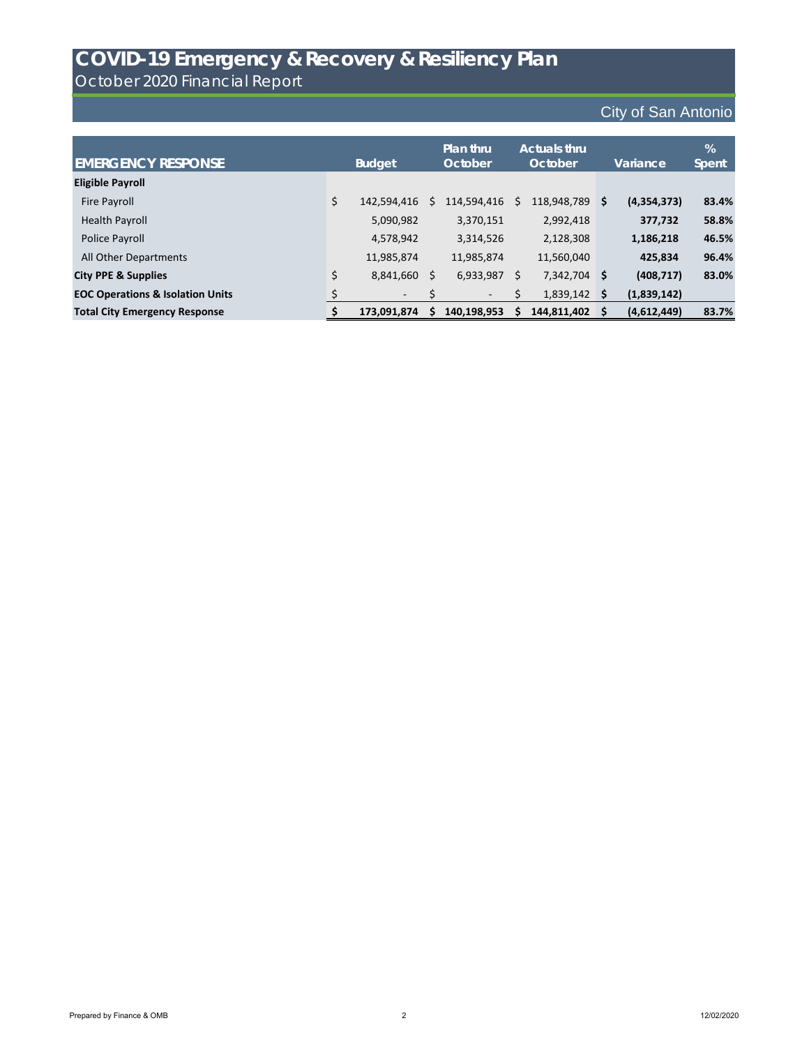# COVID-19 Emergency & Recovery & Resiliency Plan

October 2020 Financial Report

City of San Antonio

| EMERGENCY RESPONSE | Budget | Plan thru October | Actuals thru October | Variance | % Spent |
|---|---|---|---|---|---|
| **Eligible Payroll** | | | | | |
| Fire Payroll | $ 142,594,416 | $ 114,594,416 | $ 118,948,789 | **$ (4,354,373)** | **83.4%** |
| Health Payroll | 5,090,982 | 3,370,151 | 2,992,418 | **377,732** | **58.8%** |
| Police Payroll | 4,578,942 | 3,314,526 | 2,128,308 | **1,186,218** | **46.5%** |
| All Other Departments | 11,985,874 | 11,985,874 | 11,560,040 | **425,834** | **96.4%** |
| **City PPE & Supplies** | $ 8,841,660 | $ 6,933,987 | $ 7,342,704 | **$ (408,717)** | **83.0%** |
| **EOC Operations & Isolation Units** | $ - | $ - | $ 1,839,142 | **$ (1,839,142)** | |
| **Total City Emergency Response** | **$ 173,091,874** | **$ 140,198,953** | **$ 144,811,402** | **$ (4,612,449)** | **83.7%** |

Prepared by Finance & OMB

12/02/2020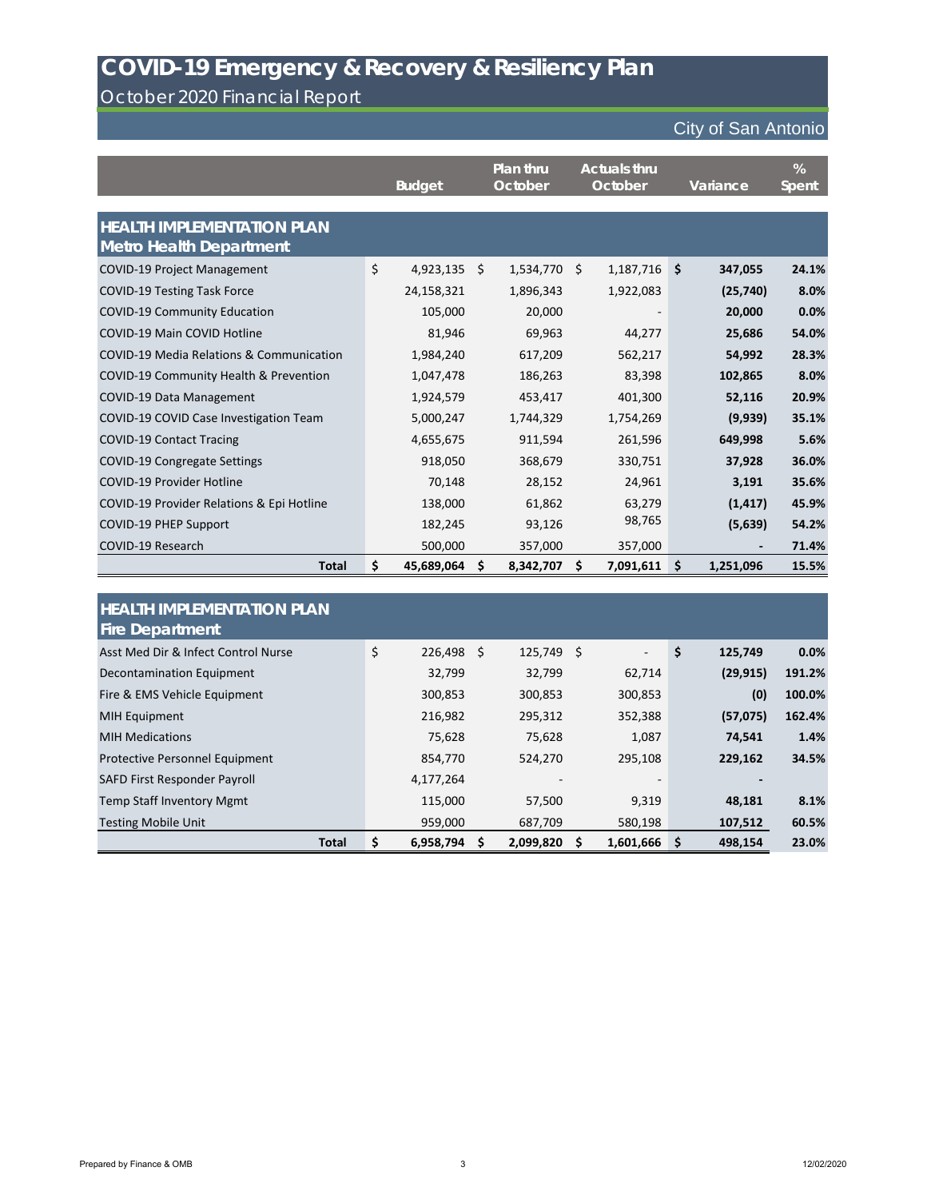# COVID-19 Emergency & Recovery & Resiliency Plan

October 2020 Financial Report

City of San Antonio

| | Budget | Plan thru October | Actuals thru October | Variance | % Spent |
|---|---|---|---|---|---|
| **HEALTH IMPLEMENTATION PLAN Metro Health Department** | | | | | |
| COVID-19 Project Management | $ 4,923,135 | $ 1,534,770 | $ 1,187,716 | $ **347,055** | **24.1%** |
| COVID-19 Testing Task Force | 24,158,321 | 1,896,343 | 1,922,083 | **(25,740)** | **8.0%** |
| COVID-19 Community Education | 105,000 | 20,000 | - | **20,000** | **0.0%** |
| COVID-19 Main COVID Hotline | 81,946 | 69,963 | 44,277 | **25,686** | **54.0%** |
| COVID-19 Media Relations & Communication | 1,984,240 | 617,209 | 562,217 | **54,992** | **28.3%** |
| COVID-19 Community Health & Prevention | 1,047,478 | 186,263 | 83,398 | **102,865** | **8.0%** |
| COVID-19 Data Management | 1,924,579 | 453,417 | 401,300 | **52,116** | **20.9%** |
| COVID-19 COVID Case Investigation Team | 5,000,247 | 1,744,329 | 1,754,269 | **(9,939)** | **35.1%** |
| COVID-19 Contact Tracing | 4,655,675 | 911,594 | 261,596 | **649,998** | **5.6%** |
| COVID-19 Congregate Settings | 918,050 | 368,679 | 330,751 | **37,928** | **36.0%** |
| COVID-19 Provider Hotline | 70,148 | 28,152 | 24,961 | **3,191** | **35.6%** |
| COVID-19 Provider Relations & Epi Hotline | 138,000 | 61,862 | 63,279 | **(1,417)** | **45.9%** |
| COVID-19 PHEP Support | 182,245 | 93,126 | 98,765 | **(5,639)** | **54.2%** |
| COVID-19 Research | 500,000 | 357,000 | 357,000 | **-** | **71.4%** |
| **Total** | **$ 45,689,064** | **$ 8,342,707** | **$ 7,091,611** | **$ 1,251,096** | **15.5%** |

| | Budget | Plan thru October | Actuals thru October | Variance | % Spent |
|---|---|---|---|---|---|
| **HEALTH IMPLEMENTATION PLAN Fire Department** | | | | | |
| Asst Med Dir & Infect Control Nurse | $ 226,498 | $ 125,749 | $ - | $ **125,749** | **0.0%** |
| Decontamination Equipment | 32,799 | 32,799 | 62,714 | **(29,915)** | **191.2%** |
| Fire & EMS Vehicle Equipment | 300,853 | 300,853 | 300,853 | **(0)** | **100.0%** |
| MIH Equipment | 216,982 | 295,312 | 352,388 | **(57,075)** | **162.4%** |
| MIH Medications | 75,628 | 75,628 | 1,087 | **74,541** | **1.4%** |
| Protective Personnel Equipment | 854,770 | 524,270 | 295,108 | **229,162** | **34.5%** |
| SAFD First Responder Payroll | 4,177,264 | - | - | **-** | |
| Temp Staff Inventory Mgmt | 115,000 | 57,500 | 9,319 | **48,181** | **8.1%** |
| Testing Mobile Unit | 959,000 | 687,709 | 580,198 | **107,512** | **60.5%** |
| **Total** | **$ 6,958,794** | **$ 2,099,820** | **$ 1,601,666** | **$ 498,154** | **23.0%** |

Prepared by Finance & OMB 12/02/2020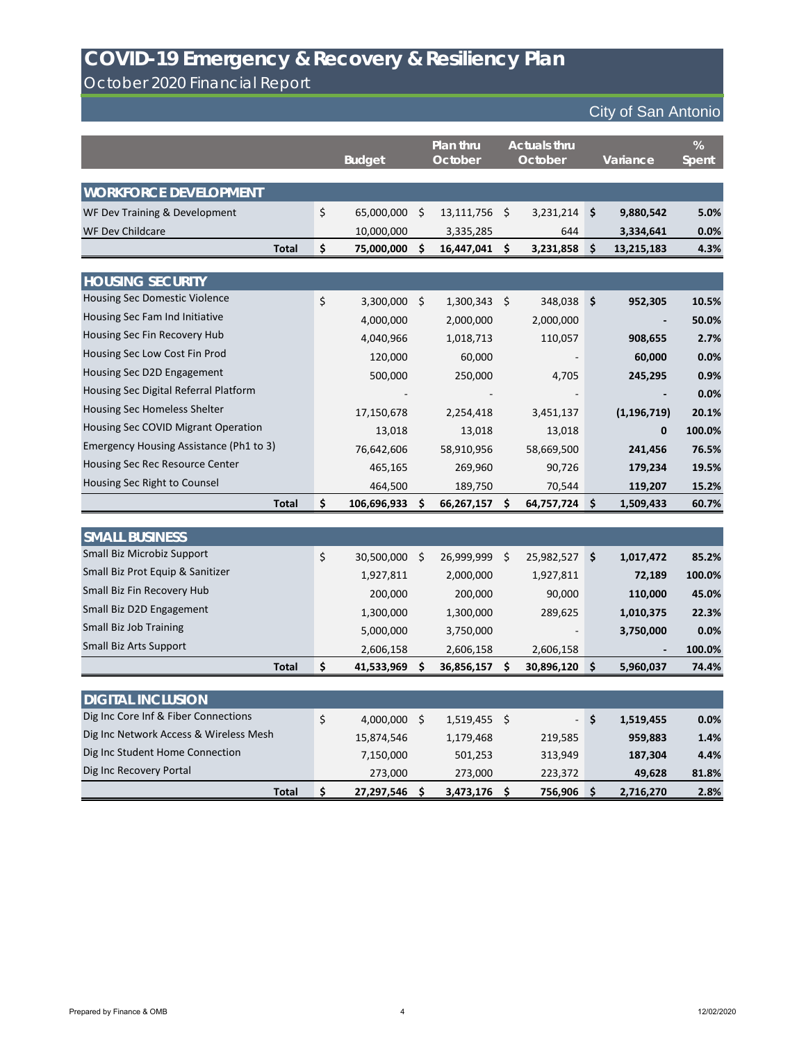# COVID-19 Emergency & Recovery & Resiliency Plan

October 2020 Financial Report

City of San Antonio

| | Budget | Plan thru October | Actuals thru October | Variance | % Spent |
|---|---|---|---|---|---|
| **WORKFORCE DEVELOPMENT** | | | | | |
| WF Dev Training & Development | $ 65,000,000 | $ 13,111,756 | $ 3,231,214 | $ 9,880,542 | 5.0% |
| WF Dev Childcare | 10,000,000 | 3,335,285 | 644 | 3,334,641 | 0.0% |
| **Total** | **$ 75,000,000** | **$ 16,447,041** | **$ 3,231,858** | **$ 13,215,183** | **4.3%** |
| **HOUSING SECURITY** | | | | | |
| Housing Sec Domestic Violence | $ 3,300,000 | $ 1,300,343 | $ 348,038 | $ 952,305 | 10.5% |
| Housing Sec Fam Ind Initiative | 4,000,000 | 2,000,000 | 2,000,000 | - | 50.0% |
| Housing Sec Fin Recovery Hub | 4,040,966 | 1,018,713 | 110,057 | 908,655 | 2.7% |
| Housing Sec Low Cost Fin Prod | 120,000 | 60,000 | - | 60,000 | 0.0% |
| Housing Sec D2D Engagement | 500,000 | 250,000 | 4,705 | 245,295 | 0.9% |
| Housing Sec Digital Referral Platform | - | - | - | - | 0.0% |
| Housing Sec Homeless Shelter | 17,150,678 | 2,254,418 | 3,451,137 | (1,196,719) | 20.1% |
| Housing Sec COVID Migrant Operation | 13,018 | 13,018 | 13,018 | 0 | 100.0% |
| Emergency Housing Assistance (Ph1 to 3) | 76,642,606 | 58,910,956 | 58,669,500 | 241,456 | 76.5% |
| Housing Sec Rec Resource Center | 465,165 | 269,960 | 90,726 | 179,234 | 19.5% |
| Housing Sec Right to Counsel | 464,500 | 189,750 | 70,544 | 119,207 | 15.2% |
| **Total** | **$ 106,696,933** | **$ 66,267,157** | **$ 64,757,724** | **$ 1,509,433** | **60.7%** |
| **SMALL BUSINESS** | | | | | |
| Small Biz Microbiz Support | $ 30,500,000 | $ 26,999,999 | $ 25,982,527 | $ 1,017,472 | 85.2% |
| Small Biz Prot Equip & Sanitizer | 1,927,811 | 2,000,000 | 1,927,811 | 72,189 | 100.0% |
| Small Biz Fin Recovery Hub | 200,000 | 200,000 | 90,000 | 110,000 | 45.0% |
| Small Biz D2D Engagement | 1,300,000 | 1,300,000 | 289,625 | 1,010,375 | 22.3% |
| Small Biz Job Training | 5,000,000 | 3,750,000 | - | 3,750,000 | 0.0% |
| Small Biz Arts Support | 2,606,158 | 2,606,158 | 2,606,158 | - | 100.0% |
| **Total** | **$ 41,533,969** | **$ 36,856,157** | **$ 30,896,120** | **$ 5,960,037** | **74.4%** |
| **DIGITAL INCLUSION** | | | | | |
| Dig Inc Core Inf & Fiber Connections | $ 4,000,000 | $ 1,519,455 | $ - | $ 1,519,455 | 0.0% |
| Dig Inc Network Access & Wireless Mesh | 15,874,546 | 1,179,468 | 219,585 | 959,883 | 1.4% |
| Dig Inc Student Home Connection | 7,150,000 | 501,253 | 313,949 | 187,304 | 4.4% |
| Dig Inc Recovery Portal | 273,000 | 273,000 | 223,372 | 49,628 | 81.8% |
| **Total** | **$ 27,297,546** | **$ 3,473,176** | **$ 756,906** | **$ 2,716,270** | **2.8%** |

Prepared by Finance & OMB

12/02/2020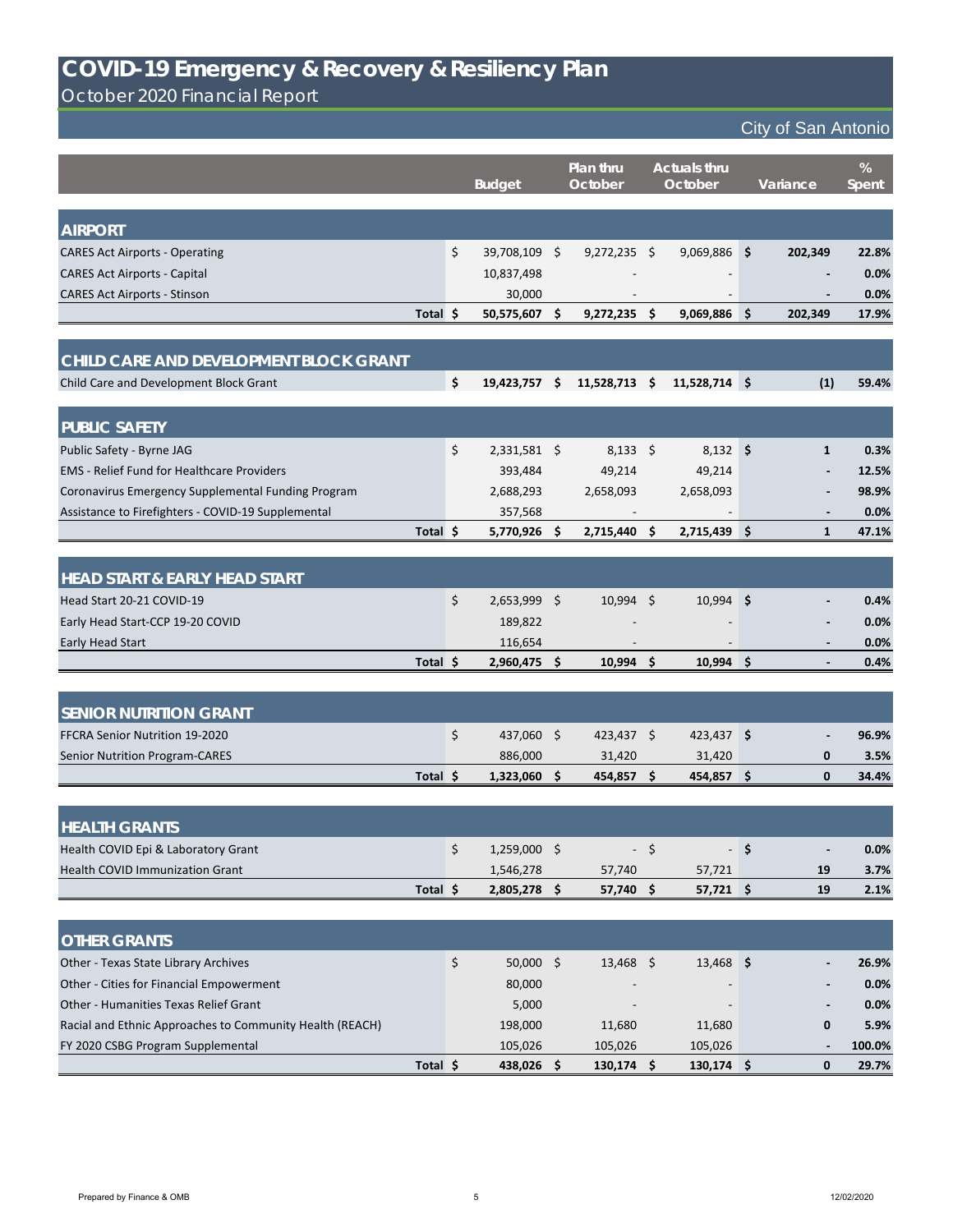# COVID-19 Emergency & Recovery & Resiliency Plan

## October 2020 Financial Report

City of San Antonio

| | Budget | Plan thru October | Actuals thru October | Variance | % Spent |
|---|---|---|---|---|---|
| **AIRPORT** | | | | | |
| CARES Act Airports - Operating | $ 39,708,109 | $ 9,272,235 | $ 9,069,886 | **$ 202,349** | **22.8%** |
| CARES Act Airports - Capital | 10,837,498 | - | - | **-** | **0.0%** |
| CARES Act Airports - Stinson | 30,000 | - | - | **-** | **0.0%** |
| **Total** | **$ 50,575,607** | **$ 9,272,235** | **$ 9,069,886** | **$ 202,349** | **17.9%** |
| **CHILD CARE AND DEVELOPMENT BLOCK GRANT** | | | | | |
| Child Care and Development Block Grant | **$ 19,423,757** | **$ 11,528,713** | **$ 11,528,714** | **$ (1)** | **59.4%** |
| **PUBLIC SAFETY** | | | | | |
| Public Safety - Byrne JAG | $ 2,331,581 | $ 8,133 | $ 8,132 | **$ 1** | **0.3%** |
| EMS - Relief Fund for Healthcare Providers | 393,484 | 49,214 | 49,214 | **-** | **12.5%** |
| Coronavirus Emergency Supplemental Funding Program | 2,688,293 | 2,658,093 | 2,658,093 | **-** | **98.9%** |
| Assistance to Firefighters - COVID-19 Supplemental | 357,568 | - | - | **-** | **0.0%** |
| **Total** | **$ 5,770,926** | **$ 2,715,440** | **$ 2,715,439** | **$ 1** | **47.1%** |
| **HEAD START & EARLY HEAD START** | | | | | |
| Head Start 20-21 COVID-19 | $ 2,653,999 | $ 10,994 | $ 10,994 | **$ -** | **0.4%** |
| Early Head Start-CCP 19-20 COVID | 189,822 | - | - | **-** | **0.0%** |
| Early Head Start | 116,654 | - | - | **-** | **0.0%** |
| **Total** | **$ 2,960,475** | **$ 10,994** | **$ 10,994** | **$ -** | **0.4%** |
| **SENIOR NUTRITION GRANT** | | | | | |
| FFCRA Senior Nutrition 19-2020 | $ 437,060 | $ 423,437 | $ 423,437 | **$ -** | **96.9%** |
| Senior Nutrition Program-CARES | 886,000 | 31,420 | 31,420 | **0** | **3.5%** |
| **Total** | **$ 1,323,060** | **$ 454,857** | **$ 454,857** | **$ 0** | **34.4%** |
| **HEALTH GRANTS** | | | | | |
| Health COVID Epi & Laboratory Grant | $ 1,259,000 | $ - | $ - | **$ -** | **0.0%** |
| Health COVID Immunization Grant | 1,546,278 | 57,740 | 57,721 | **19** | **3.7%** |
| **Total** | **$ 2,805,278** | **$ 57,740** | **$ 57,721** | **$ 19** | **2.1%** |
| **OTHER GRANTS** | | | | | |
| Other - Texas State Library Archives | $ 50,000 | $ 13,468 | $ 13,468 | **$ -** | **26.9%** |
| Other - Cities for Financial Empowerment | 80,000 | - | - | **-** | **0.0%** |
| Other - Humanities Texas Relief Grant | 5,000 | - | - | **-** | **0.0%** |
| Racial and Ethnic Approaches to Community Health (REACH) | 198,000 | 11,680 | 11,680 | **0** | **5.9%** |
| FY 2020 CSBG Program Supplemental | 105,026 | 105,026 | 105,026 | **-** | **100.0%** |
| **Total** | **$ 438,026** | **$ 130,174** | **$ 130,174** | **$ 0** | **29.7%** |

Prepared by Finance & OMB　　　　12/02/2020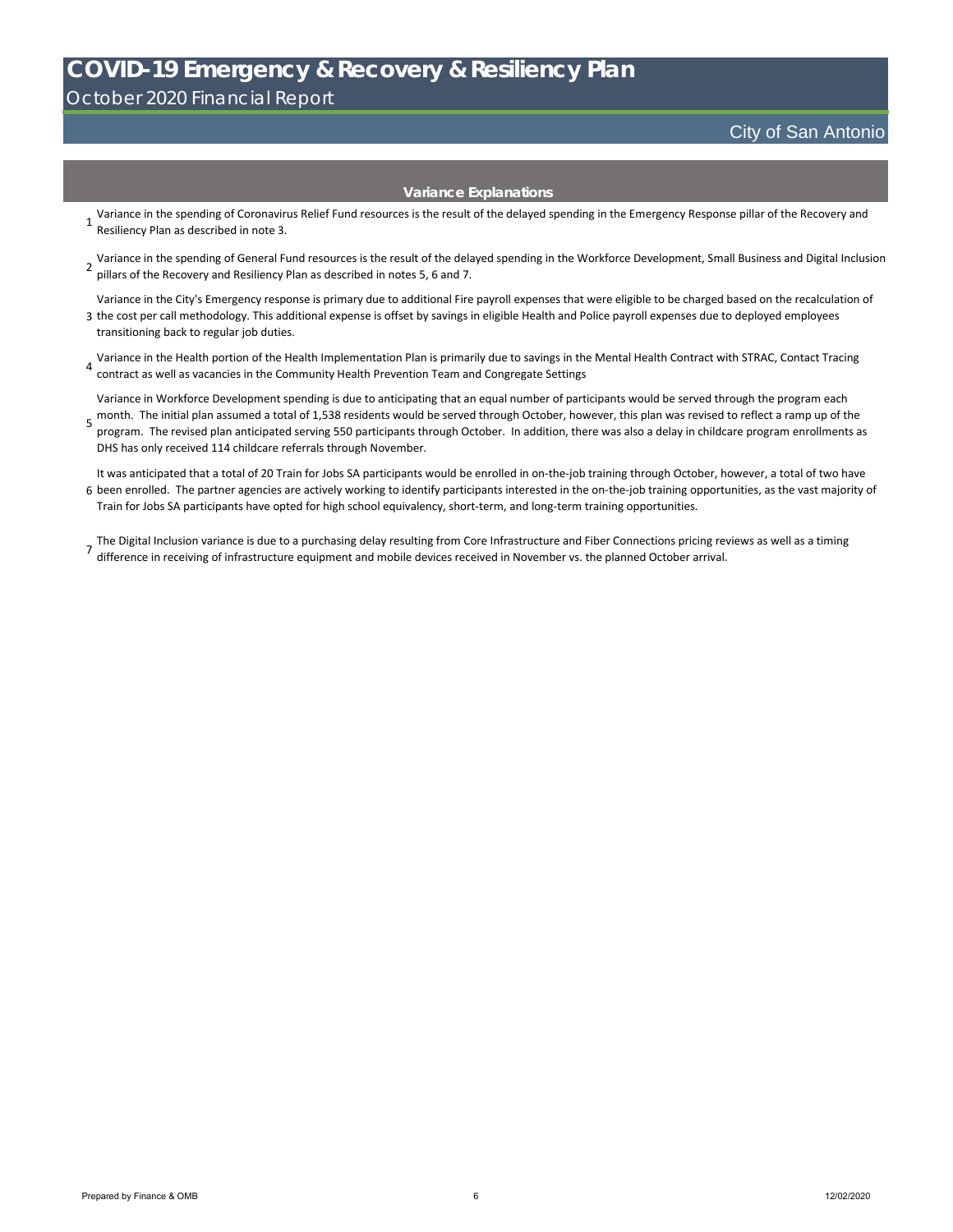# COVID-19 Emergency & Recovery & Resiliency Plan

October 2020 Financial Report

City of San Antonio

## Variance Explanations

1. Variance in the spending of Coronavirus Relief Fund resources is the result of the delayed spending in the Emergency Response pillar of the Recovery and Resiliency Plan as described in note 3.

2. Variance in the spending of General Fund resources is the result of the delayed spending in the Workforce Development, Small Business and Digital Inclusion pillars of the Recovery and Resiliency Plan as described in notes 5, 6 and 7.

3. Variance in the City's Emergency response is primary due to additional Fire payroll expenses that were eligible to be charged based on the recalculation of the cost per call methodology. This additional expense is offset by savings in eligible Health and Police payroll expenses due to deployed employees transitioning back to regular job duties.

4. Variance in the Health portion of the Health Implementation Plan is primarily due to savings in the Mental Health Contract with STRAC, Contact Tracing contract as well as vacancies in the Community Health Prevention Team and Congregate Settings

5. Variance in Workforce Development spending is due to anticipating that an equal number of participants would be served through the program each month. The initial plan assumed a total of 1,538 residents would be served through October, however, this plan was revised to reflect a ramp up of the program. The revised plan anticipated serving 550 participants through October. In addition, there was also a delay in childcare program enrollments as DHS has only received 114 childcare referrals through November.

6. It was anticipated that a total of 20 Train for Jobs SA participants would be enrolled in on-the-job training through October, however, a total of two have been enrolled. The partner agencies are actively working to identify participants interested in the on-the-job training opportunities, as the vast majority of Train for Jobs SA participants have opted for high school equivalency, short-term, and long-term training opportunities.

7. The Digital Inclusion variance is due to a purchasing delay resulting from Core Infrastructure and Fiber Connections pricing reviews as well as a timing difference in receiving of infrastructure equipment and mobile devices received in November vs. the planned October arrival.